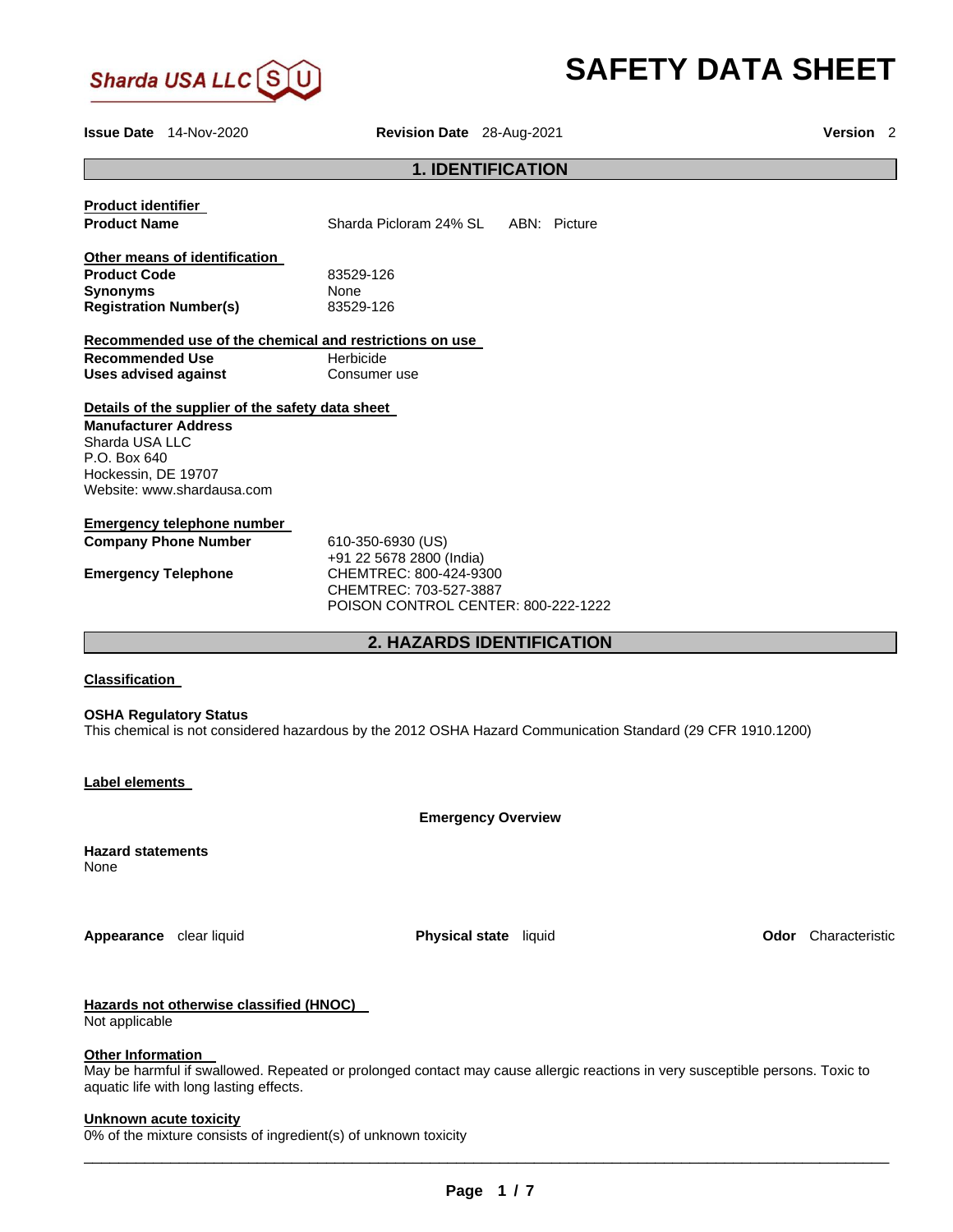Sharda USA LLC

# SAFETY DATA SHEET

**Issue Date** 14-Nov-2020 **Revision Date** 28-Aug-2021 **Version** 2

## 1. IDENTIFICATION

### Product identifier

**Product Name** Sharda Picloram 24% SL ABN: Picture

### Other means of identification

**Product Code** 83529-126
**Synonyms** None
**Registration Number(s)** 83529-126

### Recommended use of the chemical and restrictions on use

**Recommended Use** Herbicide
**Uses advised against** Consumer use

### Details of the supplier of the safety data sheet

**Manufacturer Address**
Sharda USA LLC
P.O. Box 640
Hockessin, DE 19707
Website: www.shardausa.com

### Emergency telephone number

**Company Phone Number** 610-350-6930 (US)
+91 22 5678 2800 (India)

**Emergency Telephone** CHEMTREC: 800-424-9300
CHEMTREC: 703-527-3887
POISON CONTROL CENTER: 800-222-1222

## 2. HAZARDS IDENTIFICATION

### Classification

**OSHA Regulatory Status**
This chemical is not considered hazardous by the 2012 OSHA Hazard Communication Standard (29 CFR 1910.1200)

### Label elements

**Emergency Overview**

**Hazard statements**
None

**Appearance** clear liquid **Physical state** liquid **Odor** Characteristic

### Hazards not otherwise classified (HNOC)

Not applicable

### Other Information

May be harmful if swallowed. Repeated or prolonged contact may cause allergic reactions in very susceptible persons. Toxic to aquatic life with long lasting effects.

### Unknown acute toxicity

0% of the mixture consists of ingredient(s) of unknown toxicity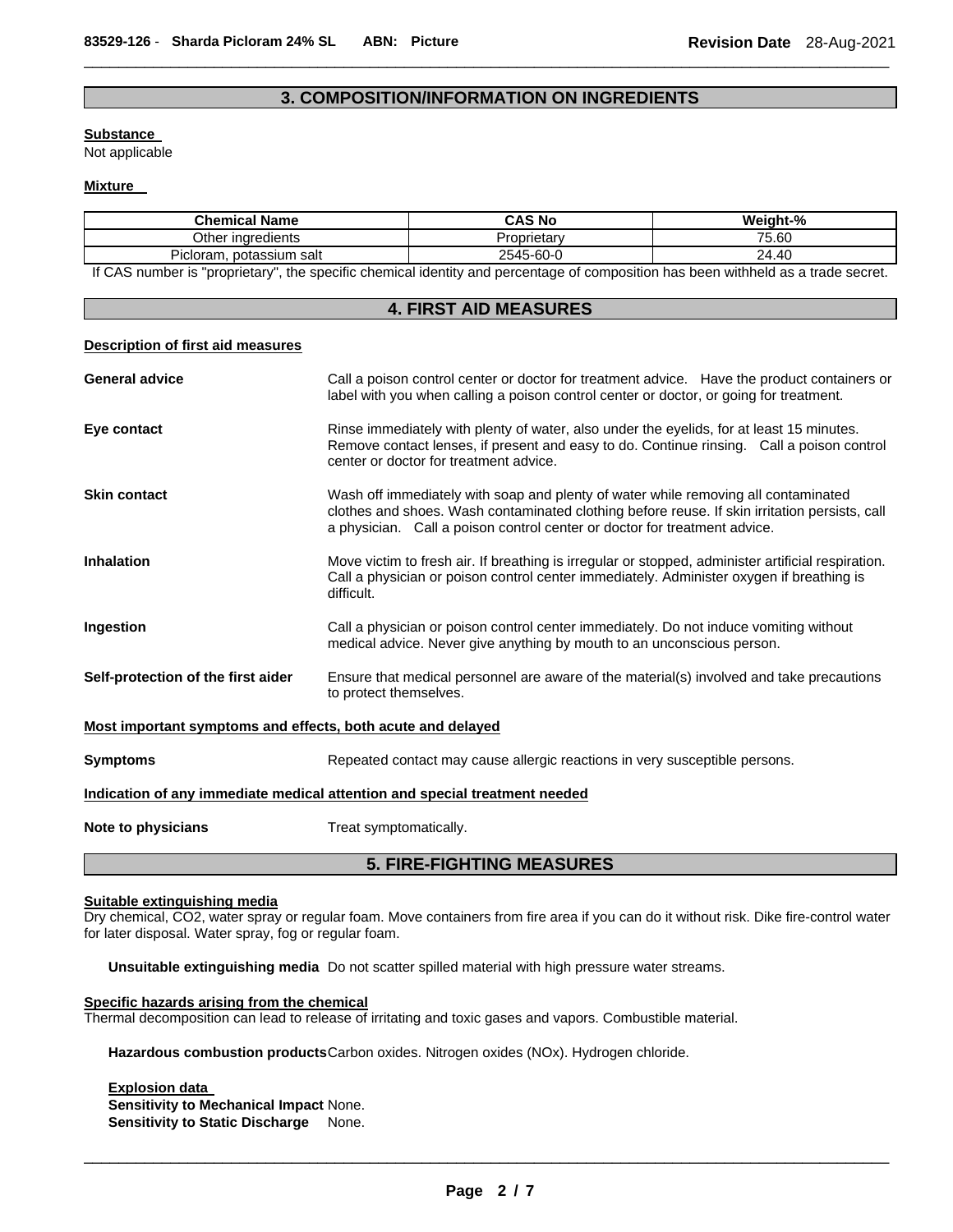## 3. COMPOSITION/INFORMATION ON INGREDIENTS

**Substance**
Not applicable

**Mixture**

| Chemical Name | CAS No | Weight-% |
|---|---|---|
| Other ingredients | Proprietary | 75.60 |
| Picloram, potassium salt | 2545-60-0 | 24.40 |

If CAS number is "proprietary", the specific chemical identity and percentage of composition has been withheld as a trade secret.

## 4. FIRST AID MEASURES

**Description of first aid measures**

**General advice** Call a poison control center or doctor for treatment advice. Have the product containers or label with you when calling a poison control center or doctor, or going for treatment.

**Eye contact** Rinse immediately with plenty of water, also under the eyelids, for at least 15 minutes. Remove contact lenses, if present and easy to do. Continue rinsing. Call a poison control center or doctor for treatment advice.

**Skin contact** Wash off immediately with soap and plenty of water while removing all contaminated clothes and shoes. Wash contaminated clothing before reuse. If skin irritation persists, call a physician. Call a poison control center or doctor for treatment advice.

**Inhalation** Move victim to fresh air. If breathing is irregular or stopped, administer artificial respiration. Call a physician or poison control center immediately. Administer oxygen if breathing is difficult.

**Ingestion** Call a physician or poison control center immediately. Do not induce vomiting without medical advice. Never give anything by mouth to an unconscious person.

**Self-protection of the first aider** Ensure that medical personnel are aware of the material(s) involved and take precautions to protect themselves.

**Most important symptoms and effects, both acute and delayed**

**Symptoms** Repeated contact may cause allergic reactions in very susceptible persons.

**Indication of any immediate medical attention and special treatment needed**

**Note to physicians** Treat symptomatically.

## 5. FIRE-FIGHTING MEASURES

**Suitable extinguishing media**
Dry chemical, CO2, water spray or regular foam. Move containers from fire area if you can do it without risk. Dike fire-control water for later disposal. Water spray, fog or regular foam.

**Unsuitable extinguishing media** Do not scatter spilled material with high pressure water streams.

**Specific hazards arising from the chemical**
Thermal decomposition can lead to release of irritating and toxic gases and vapors. Combustible material.

**Hazardous combustion products** Carbon oxides. Nitrogen oxides (NOx). Hydrogen chloride.

**Explosion data**
**Sensitivity to Mechanical Impact** None.
**Sensitivity to Static Discharge** None.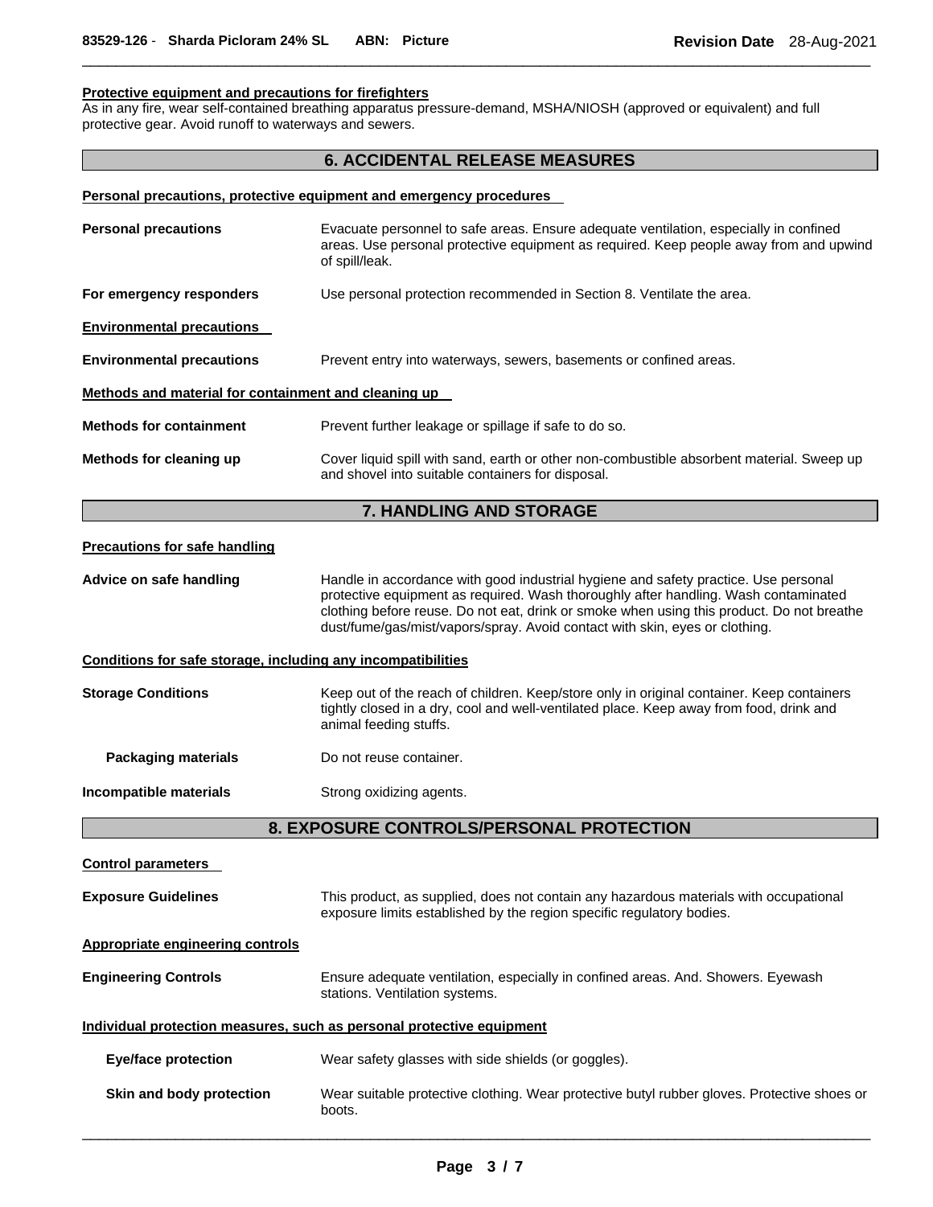**Protective equipment and precautions for firefighters**

As in any fire, wear self-contained breathing apparatus pressure-demand, MSHA/NIOSH (approved or equivalent) and full protective gear. Avoid runoff to waterways and sewers.

## 6. ACCIDENTAL RELEASE MEASURES

**Personal precautions, protective equipment and emergency procedures**

| | |
|---|---|
| **Personal precautions** | Evacuate personnel to safe areas. Ensure adequate ventilation, especially in confined areas. Use personal protective equipment as required. Keep people away from and upwind of spill/leak. |
| **For emergency responders** | Use personal protection recommended in Section 8. Ventilate the area. |

**Environmental precautions**

| | |
|---|---|
| **Environmental precautions** | Prevent entry into waterways, sewers, basements or confined areas. |

**Methods and material for containment and cleaning up**

| | |
|---|---|
| **Methods for containment** | Prevent further leakage or spillage if safe to do so. |
| **Methods for cleaning up** | Cover liquid spill with sand, earth or other non-combustible absorbent material. Sweep up and shovel into suitable containers for disposal. |

## 7. HANDLING AND STORAGE

**Precautions for safe handling**

| | |
|---|---|
| **Advice on safe handling** | Handle in accordance with good industrial hygiene and safety practice. Use personal protective equipment as required. Wash thoroughly after handling. Wash contaminated clothing before reuse. Do not eat, drink or smoke when using this product. Do not breathe dust/fume/gas/mist/vapors/spray. Avoid contact with skin, eyes or clothing. |

**Conditions for safe storage, including any incompatibilities**

| | |
|---|---|
| **Storage Conditions** | Keep out of the reach of children. Keep/store only in original container. Keep containers tightly closed in a dry, cool and well-ventilated place. Keep away from food, drink and animal feeding stuffs. |
| **Packaging materials** | Do not reuse container. |
| **Incompatible materials** | Strong oxidizing agents. |

## 8. EXPOSURE CONTROLS/PERSONAL PROTECTION

**Control parameters**

| | |
|---|---|
| **Exposure Guidelines** | This product, as supplied, does not contain any hazardous materials with occupational exposure limits established by the region specific regulatory bodies. |

**Appropriate engineering controls**

| | |
|---|---|
| **Engineering Controls** | Ensure adequate ventilation, especially in confined areas. And. Showers. Eyewash stations. Ventilation systems. |

**Individual protection measures, such as personal protective equipment**

| | |
|---|---|
| **Eye/face protection** | Wear safety glasses with side shields (or goggles). |
| **Skin and body protection** | Wear suitable protective clothing. Wear protective butyl rubber gloves. Protective shoes or boots. |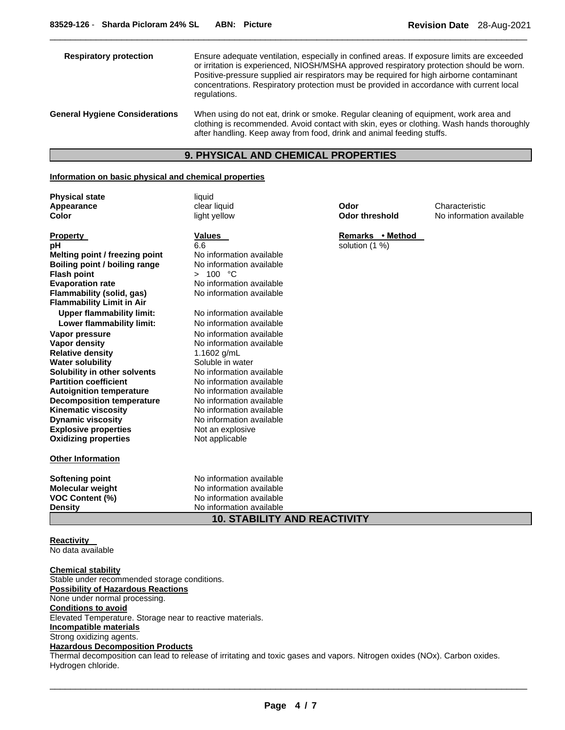| | |
|---|---|
| **Respiratory protection** | Ensure adequate ventilation, especially in confined areas. If exposure limits are exceeded or irritation is experienced, NIOSH/MSHA approved respiratory protection should be worn. Positive-pressure supplied air respirators may be required for high airborne contaminant concentrations. Respiratory protection must be provided in accordance with current local regulations. |
| **General Hygiene Considerations** | When using do not eat, drink or smoke. Regular cleaning of equipment, work area and clothing is recommended. Avoid contact with skin, eyes or clothing. Wash hands thoroughly after handling. Keep away from food, drink and animal feeding stuffs. |

## 9. PHYSICAL AND CHEMICAL PROPERTIES

**Information on basic physical and chemical properties**

| | | | |
|---|---|---|---|
| **Physical state** | liquid | | |
| **Appearance** | clear liquid | **Odor** | Characteristic |
| **Color** | light yellow | **Odor threshold** | No information available |

| **Property** | **Values** | **Remarks • Method** |
|---|---|---|
| **pH** | 6.6 | solution (1 %) |
| **Melting point / freezing point** | No information available | |
| **Boiling point / boiling range** | No information available | |
| **Flash point** | > 100 °C | |
| **Evaporation rate** | No information available | |
| **Flammability (solid, gas)** | No information available | |
| **Flammability Limit in Air** | | |
| **Upper flammability limit:** | No information available | |
| **Lower flammability limit:** | No information available | |
| **Vapor pressure** | No information available | |
| **Vapor density** | No information available | |
| **Relative density** | 1.1602 g/mL | |
| **Water solubility** | Soluble in water | |
| **Solubility in other solvents** | No information available | |
| **Partition coefficient** | No information available | |
| **Autoignition temperature** | No information available | |
| **Decomposition temperature** | No information available | |
| **Kinematic viscosity** | No information available | |
| **Dynamic viscosity** | No information available | |
| **Explosive properties** | Not an explosive | |
| **Oxidizing properties** | Not applicable | |

**Other Information**

| | |
|---|---|
| **Softening point** | No information available |
| **Molecular weight** | No information available |
| **VOC Content (%)** | No information available |
| **Density** | No information available |

## 10. STABILITY AND REACTIVITY

**Reactivity**
No data available

**Chemical stability**
Stable under recommended storage conditions.

**Possibility of Hazardous Reactions**
None under normal processing.

**Conditions to avoid**
Elevated Temperature. Storage near to reactive materials.

**Incompatible materials**
Strong oxidizing agents.

**Hazardous Decomposition Products**
Thermal decomposition can lead to release of irritating and toxic gases and vapors. Nitrogen oxides (NOx). Carbon oxides. Hydrogen chloride.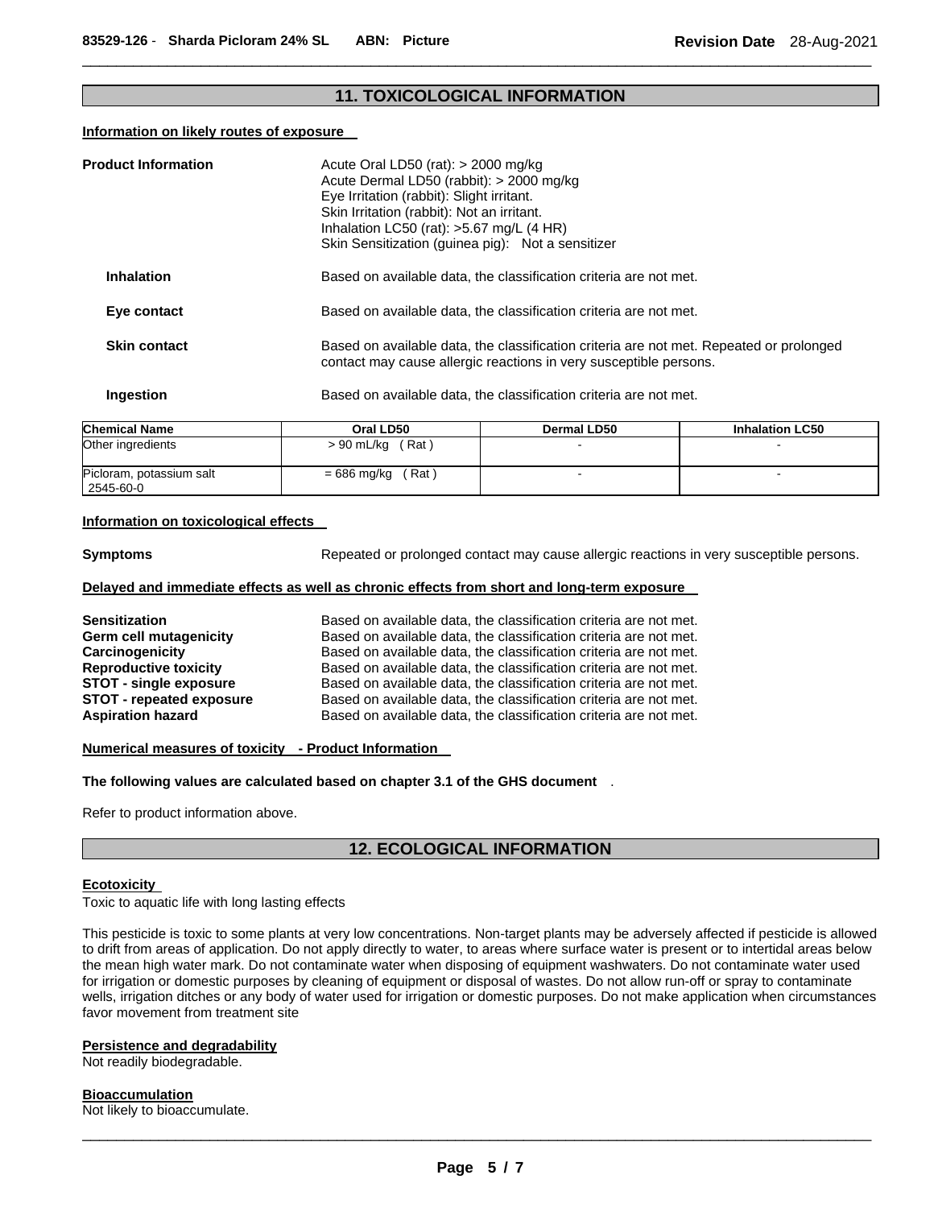## 11. TOXICOLOGICAL INFORMATION

**Information on likely routes of exposure**

**Product Information**

Acute Oral LD50 (rat): > 2000 mg/kg
Acute Dermal LD50 (rabbit): > 2000 mg/kg
Eye Irritation (rabbit): Slight irritant.
Skin Irritation (rabbit): Not an irritant.
Inhalation LC50 (rat): >5.67 mg/L (4 HR)
Skin Sensitization (guinea pig): Not a sensitizer

**Inhalation** Based on available data, the classification criteria are not met.

**Eye contact** Based on available data, the classification criteria are not met.

**Skin contact** Based on available data, the classification criteria are not met. Repeated or prolonged contact may cause allergic reactions in very susceptible persons.

**Ingestion** Based on available data, the classification criteria are not met.

| Chemical Name | Oral LD50 | Dermal LD50 | Inhalation LC50 |
|---|---|---|---|
| Other ingredients | > 90 mL/kg ( Rat ) | - | - |
| Picloram, potassium salt 2545-60-0 | = 686 mg/kg ( Rat ) | - | - |

**Information on toxicological effects**

**Symptoms** Repeated or prolonged contact may cause allergic reactions in very susceptible persons.

**Delayed and immediate effects as well as chronic effects from short and long-term exposure**

**Sensitization** Based on available data, the classification criteria are not met.
**Germ cell mutagenicity** Based on available data, the classification criteria are not met.
**Carcinogenicity** Based on available data, the classification criteria are not met.
**Reproductive toxicity** Based on available data, the classification criteria are not met.
**STOT - single exposure** Based on available data, the classification criteria are not met.
**STOT - repeated exposure** Based on available data, the classification criteria are not met.
**Aspiration hazard** Based on available data, the classification criteria are not met.

**Numerical measures of toxicity - Product Information**

**The following values are calculated based on chapter 3.1 of the GHS document** .

Refer to product information above.

## 12. ECOLOGICAL INFORMATION

**Ecotoxicity**

Toxic to aquatic life with long lasting effects

This pesticide is toxic to some plants at very low concentrations. Non-target plants may be adversely affected if pesticide is allowed to drift from areas of application. Do not apply directly to water, to areas where surface water is present or to intertidal areas below the mean high water mark. Do not contaminate water when disposing of equipment washwaters. Do not contaminate water used for irrigation or domestic purposes by cleaning of equipment or disposal of wastes. Do not allow run-off or spray to contaminate wells, irrigation ditches or any body of water used for irrigation or domestic purposes. Do not make application when circumstances favor movement from treatment site

**Persistence and degradability**

Not readily biodegradable.

**Bioaccumulation**

Not likely to bioaccumulate.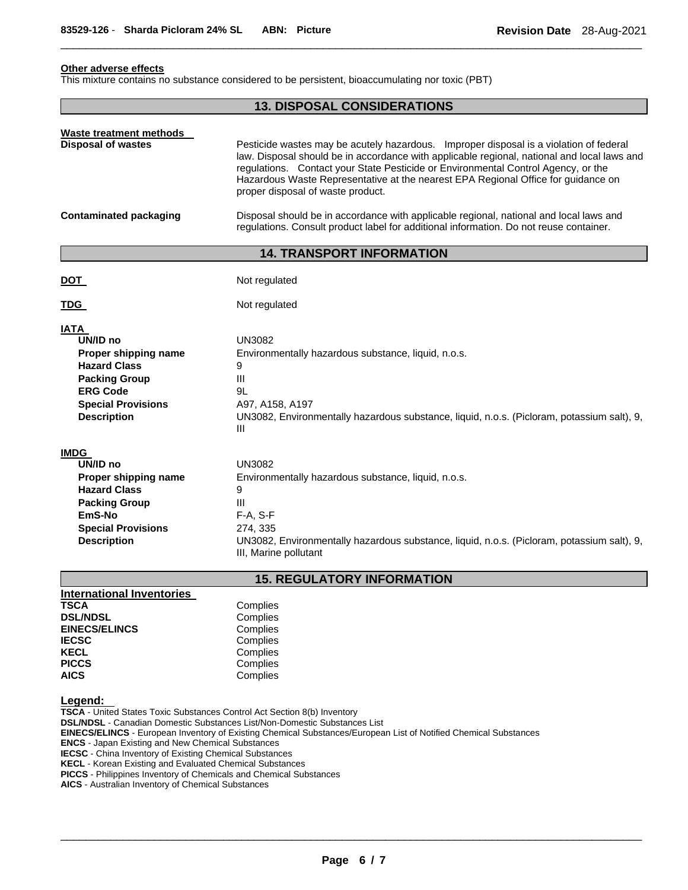**Other adverse effects**

This mixture contains no substance considered to be persistent, bioaccumulating nor toxic (PBT)

## 13. DISPOSAL CONSIDERATIONS

**Waste treatment methods**

| | |
|---|---|
| **Disposal of wastes** | Pesticide wastes may be acutely hazardous. Improper disposal is a violation of federal law. Disposal should be in accordance with applicable regional, national and local laws and regulations. Contact your State Pesticide or Environmental Control Agency, or the Hazardous Waste Representative at the nearest EPA Regional Office for guidance on proper disposal of waste product. |
| **Contaminated packaging** | Disposal should be in accordance with applicable regional, national and local laws and regulations. Consult product label for additional information. Do not reuse container. |

## 14. TRANSPORT INFORMATION

| | |
|---|---|
| **DOT** | Not regulated |
| **TDG** | Not regulated |

**IATA**

| | |
|---|---|
| **UN/ID no** | UN3082 |
| **Proper shipping name** | Environmentally hazardous substance, liquid, n.o.s. |
| **Hazard Class** | 9 |
| **Packing Group** | III |
| **ERG Code** | 9L |
| **Special Provisions** | A97, A158, A197 |
| **Description** | UN3082, Environmentally hazardous substance, liquid, n.o.s. (Picloram, potassium salt), 9, III |

**IMDG**

| | |
|---|---|
| **UN/ID no** | UN3082 |
| **Proper shipping name** | Environmentally hazardous substance, liquid, n.o.s. |
| **Hazard Class** | 9 |
| **Packing Group** | III |
| **EmS-No** | F-A, S-F |
| **Special Provisions** | 274, 335 |
| **Description** | UN3082, Environmentally hazardous substance, liquid, n.o.s. (Picloram, potassium salt), 9, III, Marine pollutant |

## 15. REGULATORY INFORMATION

**International Inventories**

| | |
|---|---|
| **TSCA** | Complies |
| **DSL/NDSL** | Complies |
| **EINECS/ELINCS** | Complies |
| **IECSC** | Complies |
| **KECL** | Complies |
| **PICCS** | Complies |
| **AICS** | Complies |

**Legend:**

**TSCA** - United States Toxic Substances Control Act Section 8(b) Inventory
**DSL/NDSL** - Canadian Domestic Substances List/Non-Domestic Substances List
**EINECS/ELINCS** - European Inventory of Existing Chemical Substances/European List of Notified Chemical Substances
**ENCS** - Japan Existing and New Chemical Substances
**IECSC** - China Inventory of Existing Chemical Substances
**KECL** - Korean Existing and Evaluated Chemical Substances
**PICCS** - Philippines Inventory of Chemicals and Chemical Substances
**AICS** - Australian Inventory of Chemical Substances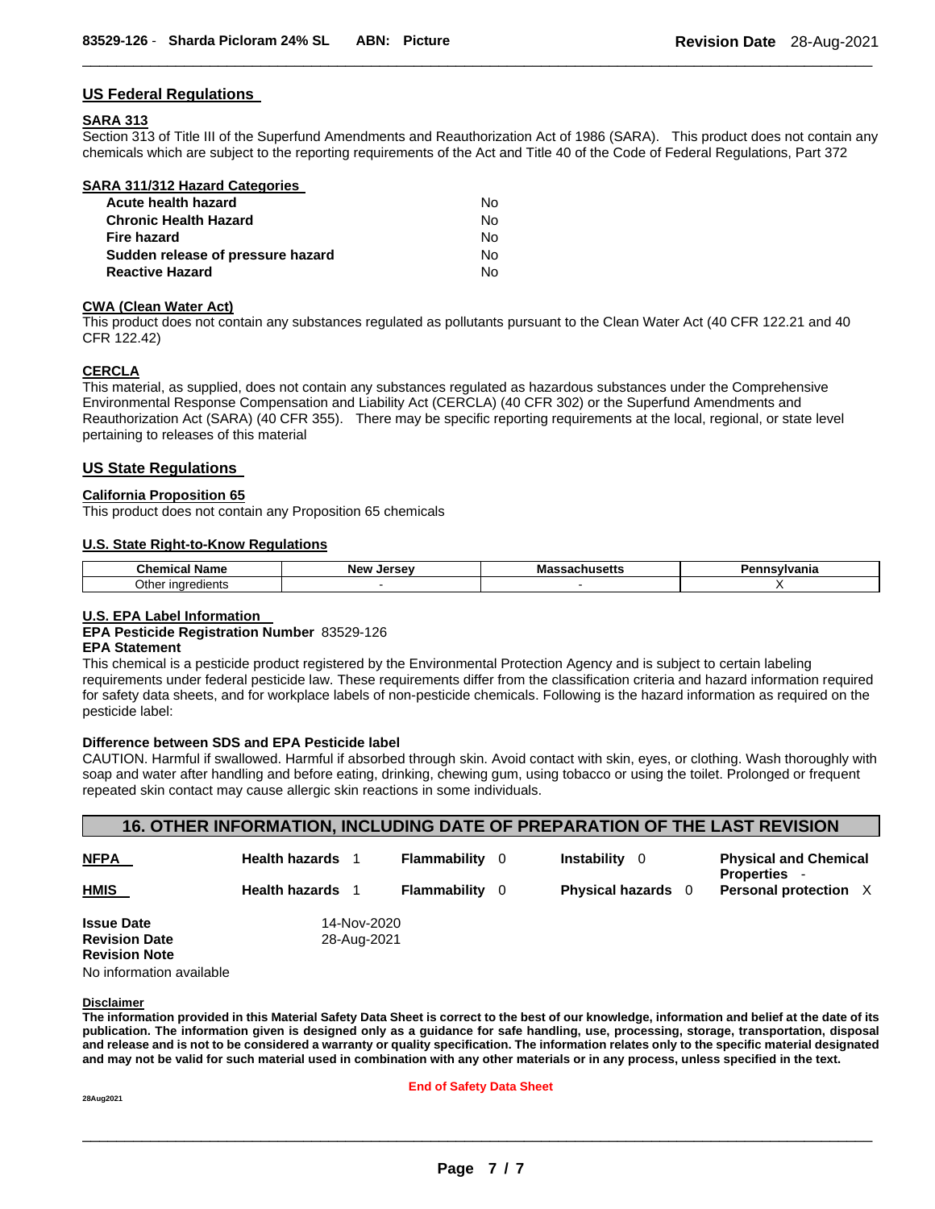## US Federal Regulations

### SARA 313

Section 313 of Title III of the Superfund Amendments and Reauthorization Act of 1986 (SARA). This product does not contain any chemicals which are subject to the reporting requirements of the Act and Title 40 of the Code of Federal Regulations, Part 372

### SARA 311/312 Hazard Categories

| | |
|---|---|
| **Acute health hazard** | No |
| **Chronic Health Hazard** | No |
| **Fire hazard** | No |
| **Sudden release of pressure hazard** | No |
| **Reactive Hazard** | No |

### CWA (Clean Water Act)

This product does not contain any substances regulated as pollutants pursuant to the Clean Water Act (40 CFR 122.21 and 40 CFR 122.42)

### CERCLA

This material, as supplied, does not contain any substances regulated as hazardous substances under the Comprehensive Environmental Response Compensation and Liability Act (CERCLA) (40 CFR 302) or the Superfund Amendments and Reauthorization Act (SARA) (40 CFR 355). There may be specific reporting requirements at the local, regional, or state level pertaining to releases of this material

## US State Regulations

### California Proposition 65

This product does not contain any Proposition 65 chemicals

### U.S. State Right-to-Know Regulations

| Chemical Name | New Jersey | Massachusetts | Pennsylvania |
|---|---|---|---|
| Other ingredients | - | - | X |

### U.S. EPA Label Information

**EPA Pesticide Registration Number** 83529-126

**EPA Statement**

This chemical is a pesticide product registered by the Environmental Protection Agency and is subject to certain labeling requirements under federal pesticide law. These requirements differ from the classification criteria and hazard information required for safety data sheets, and for workplace labels of non-pesticide chemicals. Following is the hazard information as required on the pesticide label:

**Difference between SDS and EPA Pesticide label**

CAUTION. Harmful if swallowed. Harmful if absorbed through skin. Avoid contact with skin, eyes, or clothing. Wash thoroughly with soap and water after handling and before eating, drinking, chewing gum, using tobacco or using the toilet. Prolonged or frequent repeated skin contact may cause allergic skin reactions in some individuals.

## 16. OTHER INFORMATION, INCLUDING DATE OF PREPARATION OF THE LAST REVISION

| | | | | |
|---|---|---|---|---|
| **NFPA** | **Health hazards** 1 | **Flammability** 0 | **Instability** 0 | **Physical and Chemical Properties** - |
| **HMIS** | **Health hazards** 1 | **Flammability** 0 | **Physical hazards** 0 | **Personal protection** X |

**Issue Date** 14-Nov-2020

**Revision Date** 28-Aug-2021

**Revision Note**

No information available

**Disclaimer**

**The information provided in this Material Safety Data Sheet is correct to the best of our knowledge, information and belief at the date of its publication. The information given is designed only as a guidance for safe handling, use, processing, storage, transportation, disposal and release and is not to be considered a warranty or quality specification. The information relates only to the specific material designated and may not be valid for such material used in combination with any other materials or in any process, unless specified in the text.**

**End of Safety Data Sheet**

28Aug2021